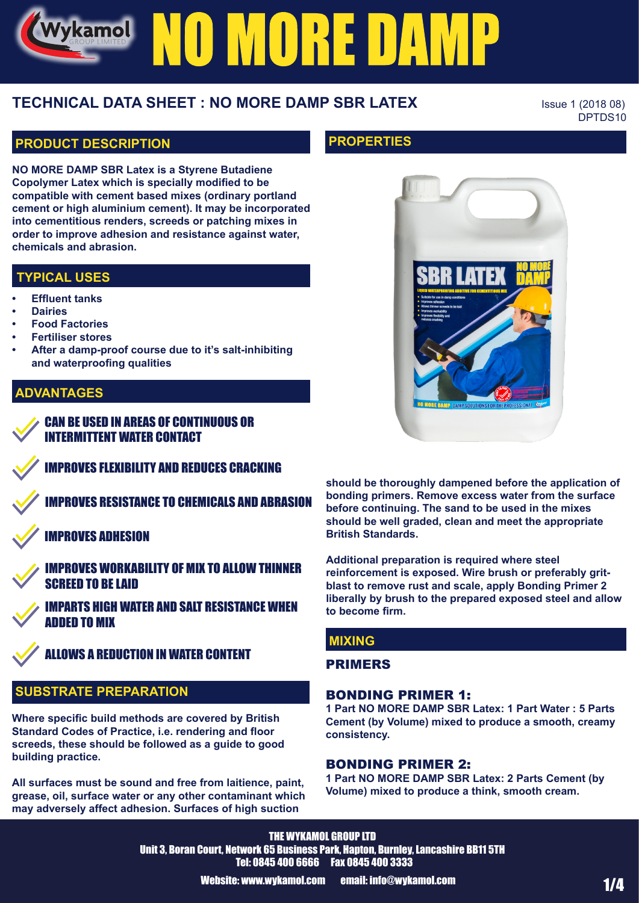# NO MORE DAMP

## TECHNICAL DATA SHEET : NO MORE DAMP SBR LATEX

Issue 1 (2018 08)
DPTDS10

## PRODUCT DESCRIPTION

**NO MORE DAMP SBR Latex is a Styrene Butadiene Copolymer Latex which is specially modified to be compatible with cement based mixes (ordinary portland cement or high aluminium cement). It may be incorporated into cementitious renders, screeds or patching mixes in order to improve adhesion and resistance against water, chemicals and abrasion.**

## TYPICAL USES

- **Effluent tanks**
- **Dairies**
- **Food Factories**
- **Fertiliser stores**
- **After a damp-proof course due to it's salt-inhibiting and waterproofing qualities**

## ADVANTAGES

- CAN BE USED IN AREAS OF CONTINUOUS OR INTERMITTENT WATER CONTACT
- IMPROVES FLEXIBILITY AND REDUCES CRACKING
- IMPROVES RESISTANCE TO CHEMICALS AND ABRASION
- IMPROVES ADHESION
- IMPROVES WORKABILITY OF MIX TO ALLOW THINNER SCREED TO BE LAID
- IMPARTS HIGH WATER AND SALT RESISTANCE WHEN ADDED TO MIX
- ALLOWS A REDUCTION IN WATER CONTENT

## SUBSTRATE PREPARATION

**Where specific build methods are covered by British Standard Codes of Practice, i.e. rendering and floor screeds, these should be followed as a guide to good building practice.**

**All surfaces must be sound and free from laitience, paint, grease, oil, surface water or any other contaminant which may adversely affect adhesion. Surfaces of high suction should be thoroughly dampened before the application of bonding primers. Remove excess water from the surface before continuing. The sand to be used in the mixes should be well graded, clean and meet the appropriate British Standards.**

**Additional preparation is required where steel reinforcement is exposed. Wire brush or preferably grit-blast to remove rust and scale, apply Bonding Primer 2 liberally by brush to the prepared exposed steel and allow to become firm.**

## PROPERTIES

## MIXING

### PRIMERS

### BONDING PRIMER 1:

**1 Part NO MORE DAMP SBR Latex: 1 Part Water : 5 Parts Cement (by Volume) mixed to produce a smooth, creamy consistency.**

### BONDING PRIMER 2:

**1 Part NO MORE DAMP SBR Latex: 2 Parts Cement (by Volume) mixed to produce a think, smooth cream.**

THE WYKAMOL GROUP LTD
Unit 3, Boran Court, Network 65 Business Park, Hapton, Burnley, Lancashire BB11 5TH
Tel: 0845 400 6666 Fax 0845 400 3333
Website: www.wykamol.com email: info@wykamol.com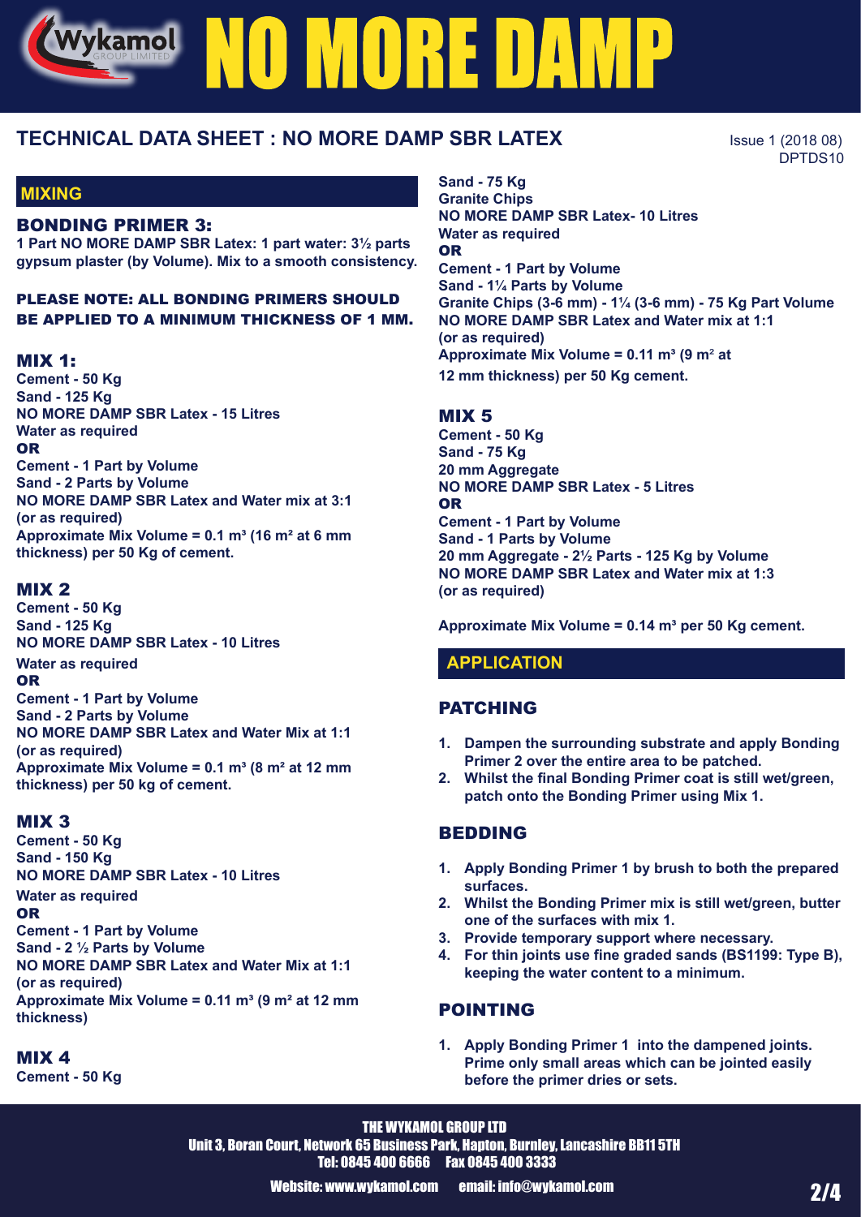# NO MORE DAMP

## TECHNICAL DATA SHEET : NO MORE DAMP SBR LATEX

Issue 1 (2018 08)
DPTDS10

## MIXING

### BONDING PRIMER 3:

**1 Part NO MORE DAMP SBR Latex: 1 part water: 3½ parts gypsum plaster (by Volume). Mix to a smooth consistency.**

**PLEASE NOTE: ALL BONDING PRIMERS SHOULD BE APPLIED TO A MINIMUM THICKNESS OF 1 MM.**

### MIX 1:

**Cement - 50 Kg**
**Sand - 125 Kg**
**NO MORE DAMP SBR Latex - 15 Litres**
**Water as required**
**OR**
**Cement - 1 Part by Volume**
**Sand - 2 Parts by Volume**
**NO MORE DAMP SBR Latex and Water mix at 3:1 (or as required)**
**Approximate Mix Volume = 0.1 m³ (16 m² at 6 mm thickness) per 50 Kg of cement.**

### MIX 2

**Cement - 50 Kg**
**Sand - 125 Kg**
**NO MORE DAMP SBR Latex - 10 Litres**
**Water as required**
**OR**
**Cement - 1 Part by Volume**
**Sand - 2 Parts by Volume**
**NO MORE DAMP SBR Latex and Water Mix at 1:1 (or as required)**
**Approximate Mix Volume = 0.1 m³ (8 m² at 12 mm thickness) per 50 kg of cement.**

### MIX 3

**Cement - 50 Kg**
**Sand - 150 Kg**
**NO MORE DAMP SBR Latex - 10 Litres**
**Water as required**
**OR**
**Cement - 1 Part by Volume**
**Sand - 2 ½ Parts by Volume**
**NO MORE DAMP SBR Latex and Water Mix at 1:1 (or as required)**
**Approximate Mix Volume = 0.11 m³ (9 m² at 12 mm thickness)**

### MIX 4

**Cement - 50 Kg**
**Sand - 75 Kg**
**Granite Chips**
**NO MORE DAMP SBR Latex- 10 Litres**
**Water as required**
**OR**
**Cement - 1 Part by Volume**
**Sand - 1¼ Parts by Volume**
**Granite Chips (3-6 mm) - 1¼ (3-6 mm) - 75 Kg Part Volume**
**NO MORE DAMP SBR Latex and Water mix at 1:1 (or as required)**
**Approximate Mix Volume = 0.11 m³ (9 m² at 12 mm thickness) per 50 Kg cement.**

### MIX 5

**Cement - 50 Kg**
**Sand - 75 Kg**
**20 mm Aggregate**
**NO MORE DAMP SBR Latex - 5 Litres**
**OR**
**Cement - 1 Part by Volume**
**Sand - 1 Parts by Volume**
**20 mm Aggregate - 2½ Parts - 125 Kg by Volume**
**NO MORE DAMP SBR Latex and Water mix at 1:3 (or as required)**

**Approximate Mix Volume = 0.14 m³ per 50 Kg cement.**

## APPLICATION

### PATCHING

1. **Dampen the surrounding substrate and apply Bonding Primer 2 over the entire area to be patched.**
2. **Whilst the final Bonding Primer coat is still wet/green, patch onto the Bonding Primer using Mix 1.**

### BEDDING

1. **Apply Bonding Primer 1 by brush to both the prepared surfaces.**
2. **Whilst the Bonding Primer mix is still wet/green, butter one of the surfaces with mix 1.**
3. **Provide temporary support where necessary.**
4. **For thin joints use fine graded sands (BS1199: Type B), keeping the water content to a minimum.**

### POINTING

1. **Apply Bonding Primer 1 into the dampened joints. Prime only small areas which can be jointed easily before the primer dries or sets.**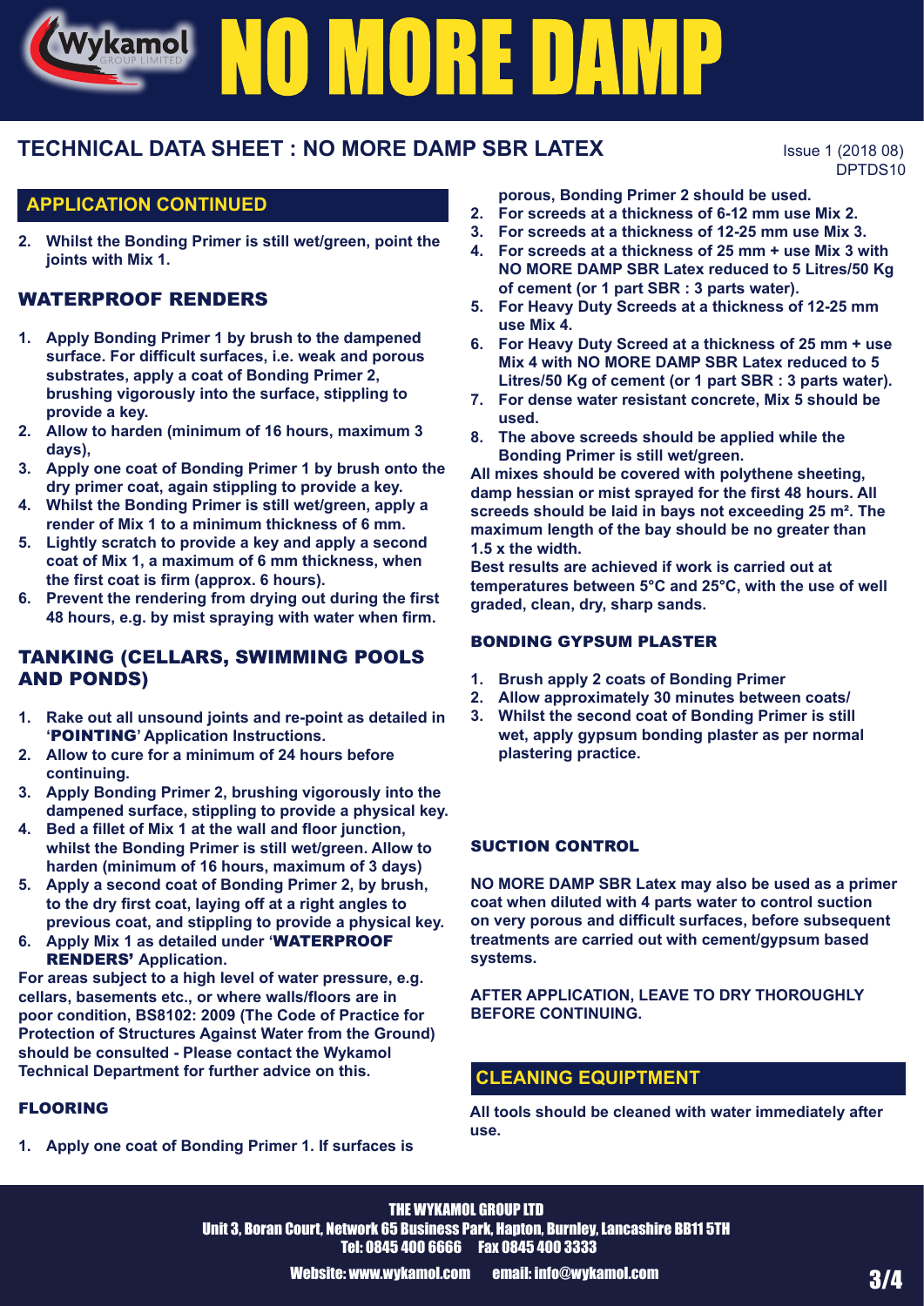# TECHNICAL DATA SHEET : NO MORE DAMP SBR LATEX

Issue 1 (2018 08)
DPTDS10

## APPLICATION CONTINUED

2. **Whilst the Bonding Primer is still wet/green, point the joints with Mix 1.**

### WATERPROOF RENDERS

1. **Apply Bonding Primer 1 by brush to the dampened surface. For difficult surfaces, i.e. weak and porous substrates, apply a coat of Bonding Primer 2, brushing vigorously into the surface, stippling to provide a key.**
2. **Allow to harden (minimum of 16 hours, maximum 3 days),**
3. **Apply one coat of Bonding Primer 1 by brush onto the dry primer coat, again stippling to provide a key.**
4. **Whilst the Bonding Primer is still wet/green, apply a render of Mix 1 to a minimum thickness of 6 mm.**
5. **Lightly scratch to provide a key and apply a second coat of Mix 1, a maximum of 6 mm thickness, when the first coat is firm (approx. 6 hours).**
6. **Prevent the rendering from drying out during the first 48 hours, e.g. by mist spraying with water when firm.**

### TANKING (CELLARS, SWIMMING POOLS AND PONDS)

1. **Rake out all unsound joints and re-point as detailed in 'POINTING' Application Instructions.**
2. **Allow to cure for a minimum of 24 hours before continuing.**
3. **Apply Bonding Primer 2, brushing vigorously into the dampened surface, stippling to provide a physical key.**
4. **Bed a fillet of Mix 1 at the wall and floor junction, whilst the Bonding Primer is still wet/green. Allow to harden (minimum of 16 hours, maximum of 3 days)**
5. **Apply a second coat of Bonding Primer 2, by brush, to the dry first coat, laying off at a right angles to previous coat, and stippling to provide a physical key.**
6. **Apply Mix 1 as detailed under 'WATERPROOF RENDERS' Application.**

**For areas subject to a high level of water pressure, e.g. cellars, basements etc., or where walls/floors are in poor condition, BS8102: 2009 (The Code of Practice for Protection of Structures Against Water from the Ground) should be consulted - Please contact the Wykamol Technical Department for further advice on this.**

### FLOORING

1. **Apply one coat of Bonding Primer 1. If surfaces is porous, Bonding Primer 2 should be used.**
2. **For screeds at a thickness of 6-12 mm use Mix 2.**
3. **For screeds at a thickness of 12-25 mm use Mix 3.**
4. **For screeds at a thickness of 25 mm + use Mix 3 with NO MORE DAMP SBR Latex reduced to 5 Litres/50 Kg of cement (or 1 part SBR : 3 parts water).**
5. **For Heavy Duty Screeds at a thickness of 12-25 mm use Mix 4.**
6. **For Heavy Duty Screed at a thickness of 25 mm + use Mix 4 with NO MORE DAMP SBR Latex reduced to 5 Litres/50 Kg of cement (or 1 part SBR : 3 parts water).**
7. **For dense water resistant concrete, Mix 5 should be used.**
8. **The above screeds should be applied while the Bonding Primer is still wet/green.**

**All mixes should be covered with polythene sheeting, damp hessian or mist sprayed for the first 48 hours. All screeds should be laid in bays not exceeding 25 m². The maximum length of the bay should be no greater than 1.5 x the width.**

**Best results are achieved if work is carried out at temperatures between 5°C and 25°C, with the use of well graded, clean, dry, sharp sands.**

### BONDING GYPSUM PLASTER

1. **Brush apply 2 coats of Bonding Primer**
2. **Allow approximately 30 minutes between coats/**
3. **Whilst the second coat of Bonding Primer is still wet, apply gypsum bonding plaster as per normal plastering practice.**

### SUCTION CONTROL

**NO MORE DAMP SBR Latex may also be used as a primer coat when diluted with 4 parts water to control suction on very porous and difficult surfaces, before subsequent treatments are carried out with cement/gypsum based systems.**

**AFTER APPLICATION, LEAVE TO DRY THOROUGHLY BEFORE CONTINUING.**

## CLEANING EQUIPTMENT

**All tools should be cleaned with water immediately after use.**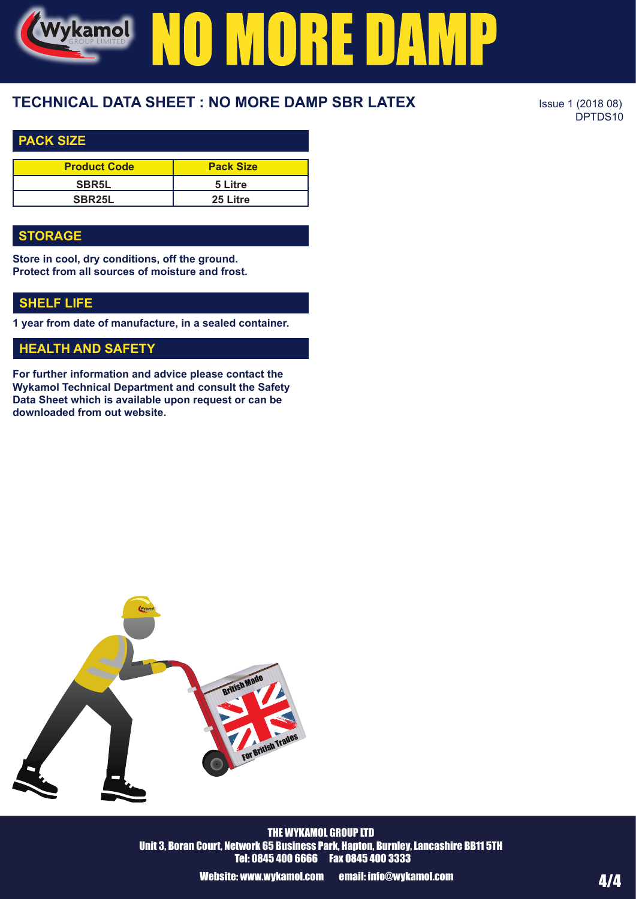# TECHNICAL DATA SHEET : NO MORE DAMP SBR LATEX

Issue 1 (2018 08)
DPTDS10

## PACK SIZE

| Product Code | Pack Size |
|---|---|
| SBR5L | 5 Litre |
| SBR25L | 25 Litre |

## STORAGE

**Store in cool, dry conditions, off the ground.**
**Protect from all sources of moisture and frost.**

## SHELF LIFE

**1 year from date of manufacture, in a sealed container.**

## HEALTH AND SAFETY

**For further information and advice please contact the Wykamol Technical Department and consult the Safety Data Sheet which is available upon request or can be downloaded from out website.**

THE WYKAMOL GROUP LTD
Unit 3, Boran Court, Network 65 Business Park, Hapton, Burnley, Lancashire BB11 5TH
Tel: 0845 400 6666 Fax 0845 400 3333
Website: www.wykamol.com email: info@wykamol.com